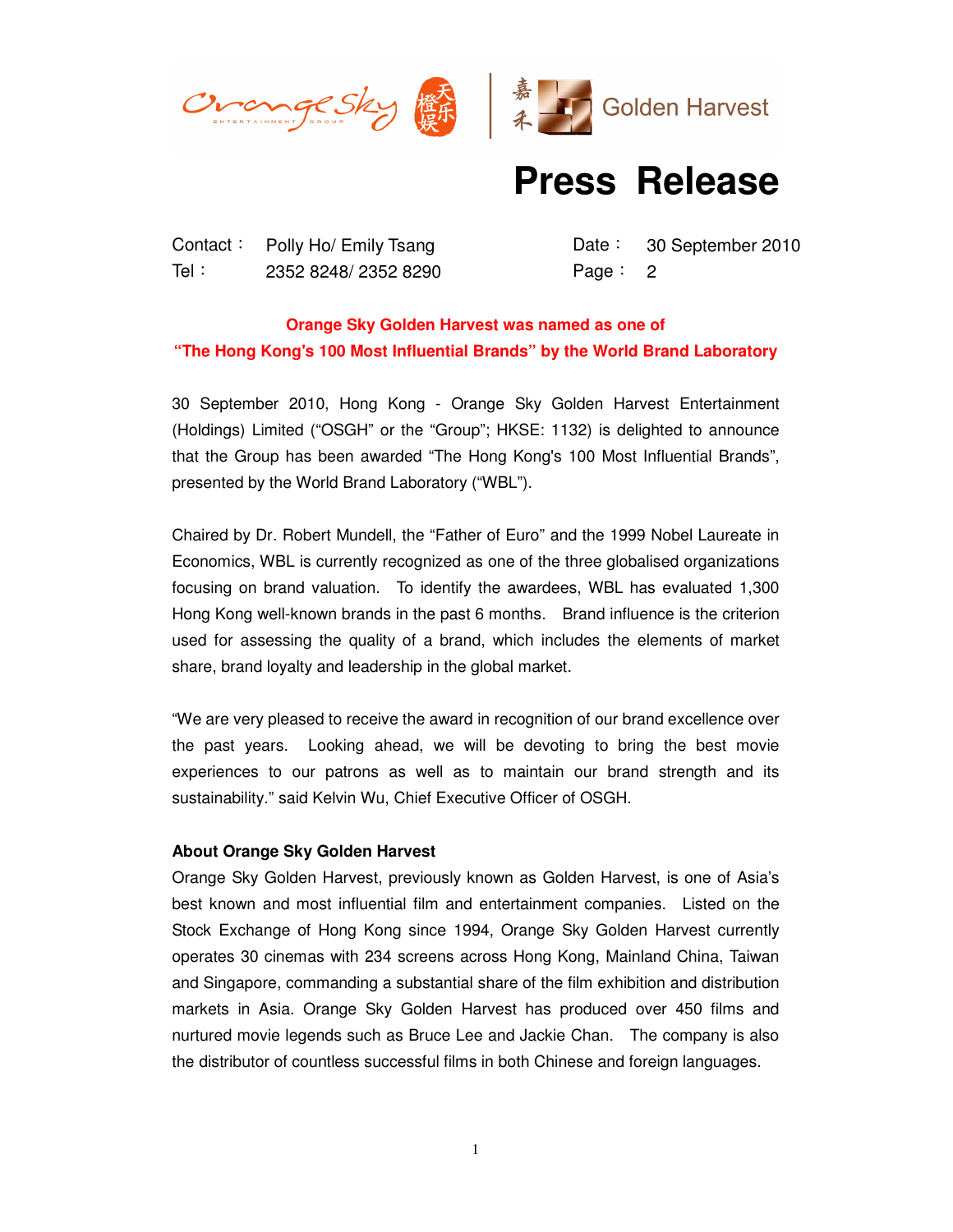# Press Release

| Contact： | Polly Ho/ Emily Tsang | Date： | 30 September 2010 |
|---|---|---|---|
| Tel： | 2352 8248/ 2352 8290 | Page： | 2 |

**Orange Sky Golden Harvest was named as one of "The Hong Kong's 100 Most Influential Brands" by the World Brand Laboratory**

30 September 2010, Hong Kong - Orange Sky Golden Harvest Entertainment (Holdings) Limited ("OSGH" or the "Group"; HKSE: 1132) is delighted to announce that the Group has been awarded "The Hong Kong's 100 Most Influential Brands", presented by the World Brand Laboratory ("WBL").

Chaired by Dr. Robert Mundell, the "Father of Euro" and the 1999 Nobel Laureate in Economics, WBL is currently recognized as one of the three globalised organizations focusing on brand valuation. To identify the awardees, WBL has evaluated 1,300 Hong Kong well-known brands in the past 6 months. Brand influence is the criterion used for assessing the quality of a brand, which includes the elements of market share, brand loyalty and leadership in the global market.

"We are very pleased to receive the award in recognition of our brand excellence over the past years. Looking ahead, we will be devoting to bring the best movie experiences to our patrons as well as to maintain our brand strength and its sustainability." said Kelvin Wu, Chief Executive Officer of OSGH.

**About Orange Sky Golden Harvest**

Orange Sky Golden Harvest, previously known as Golden Harvest, is one of Asia's best known and most influential film and entertainment companies. Listed on the Stock Exchange of Hong Kong since 1994, Orange Sky Golden Harvest currently operates 30 cinemas with 234 screens across Hong Kong, Mainland China, Taiwan and Singapore, commanding a substantial share of the film exhibition and distribution markets in Asia. Orange Sky Golden Harvest has produced over 450 films and nurtured movie legends such as Bruce Lee and Jackie Chan. The company is also the distributor of countless successful films in both Chinese and foreign languages.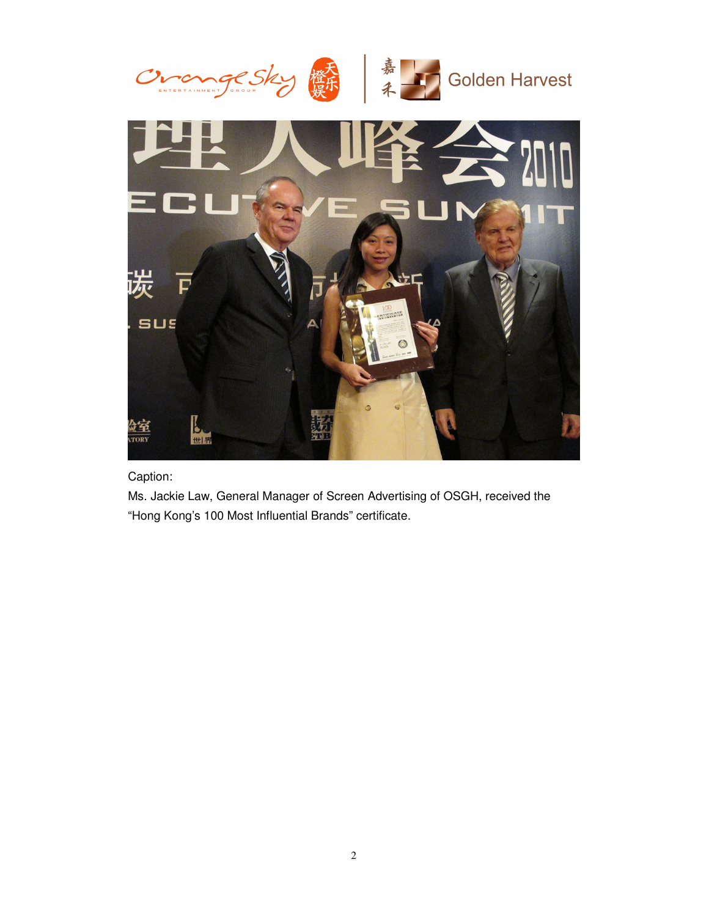Caption:

Ms. Jackie Law, General Manager of Screen Advertising of OSGH, received the "Hong Kong's 100 Most Influential Brands" certificate.